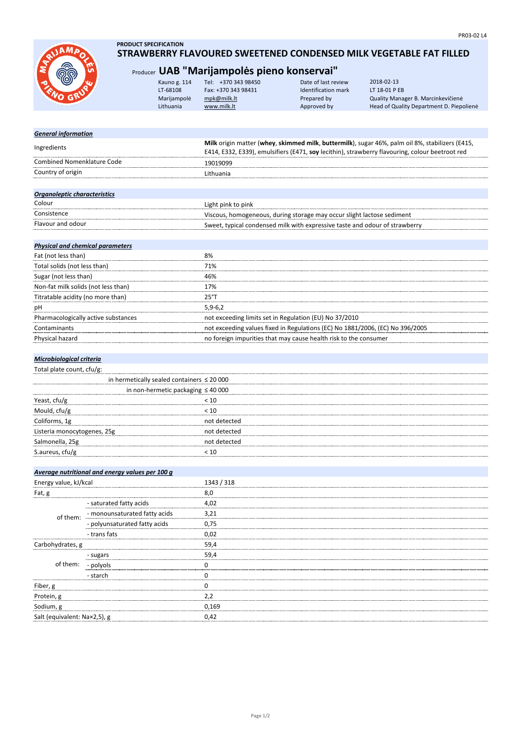PR03-02 L4

**PRODUCT SPECIFICATION**

# STRAWBERRY FLAVOURED SWEETENED CONDENSED MILK VEGETABLE FAT FILLED

## Producer UAB "Marijampolės pieno konservai"

| | | | |
|---|---|---|---|
| Kauno g. 114 | Tel: +370 343 98450 | Date of last review | 2018-02-13 |
| LT-68108 | Fax: +370 343 98431 | Identification mark | LT 18-01 P EB |
| Marijampolė | mpk@milk.lt | Prepared by | Quality Manager B. Marcinkevičienė |
| Lithuania | www.milk.lt | Approved by | Head of Quality Department D. Piepolienė |

### *General information*

| | |
|---|---|
| Ingredients | **Milk** origin matter (**whey, skimmed milk, buttermilk**), sugar 46%, palm oil 8%, stabilizers (E415, E414, E332, E339), emulsifiers (E471, **soy** lecithin), strawberry flavouring, colour beetroot red |
| Combined Nomenklature Code | 19019099 |
| Country of origin | Lithuania |

### *Organoleptic characteristics*

| | |
|---|---|
| Colour | Light pink to pink |
| Consistence | Viscous, homogeneous, during storage may occur slight lactose sediment |
| Flavour and odour | Sweet, typical condensed milk with expressive taste and odour of strawberry |

### *Physical and chemical parameters*

| | |
|---|---|
| Fat (not less than) | 8% |
| Total solids (not less than) | 71% |
| Sugar (not less than) | 46% |
| Non-fat milk solids (not less than) | 17% |
| Titratable acidity (no more than) | 25°T |
| pH | 5,9-6,2 |
| Pharmacologically active substances | not exceeding limits set in Regulation (EU) No 37/2010 |
| Contaminants | not exceeding values fixed in Regulations (EC) No 1881/2006, (EC) No 396/2005 |
| Physical hazard | no foreign impurities that may cause health risk to the consumer |

### *Microbiological criteria*

| | |
|---|---|
| Total plate count, cfu/g: | |
| in hermetically sealed containers | ≤ 20 000 |
| in non-hermetic packaging | ≤ 40 000 |
| Yeast, cfu/g | < 10 |
| Mould, cfu/g | < 10 |
| Coliforms, 1g | not detected |
| Listeria monocytogenes, 25g | not detected |
| Salmonella, 25g | not detected |
| S.aureus, cfu/g | < 10 |

### *Average nutritional and energy values per 100 g*

| | | |
|---|---|---|
| Energy value, kJ/kcal | | 1343 / 318 |
| Fat, g | | 8,0 |
| of them: | - saturated fatty acids | 4,02 |
| | - monounsaturated fatty acids | 3,21 |
| | - polyunsaturated fatty acids | 0,75 |
| | - trans fats | 0,02 |
| Carbohydrates, g | | 59,4 |
| of them: | - sugars | 59,4 |
| | - polyols | 0 |
| | - starch | 0 |
| Fiber, g | | 0 |
| Protein, g | | 2,2 |
| Sodium, g | | 0,169 |
| Salt (equivalent: Na×2,5), g | | 0,42 |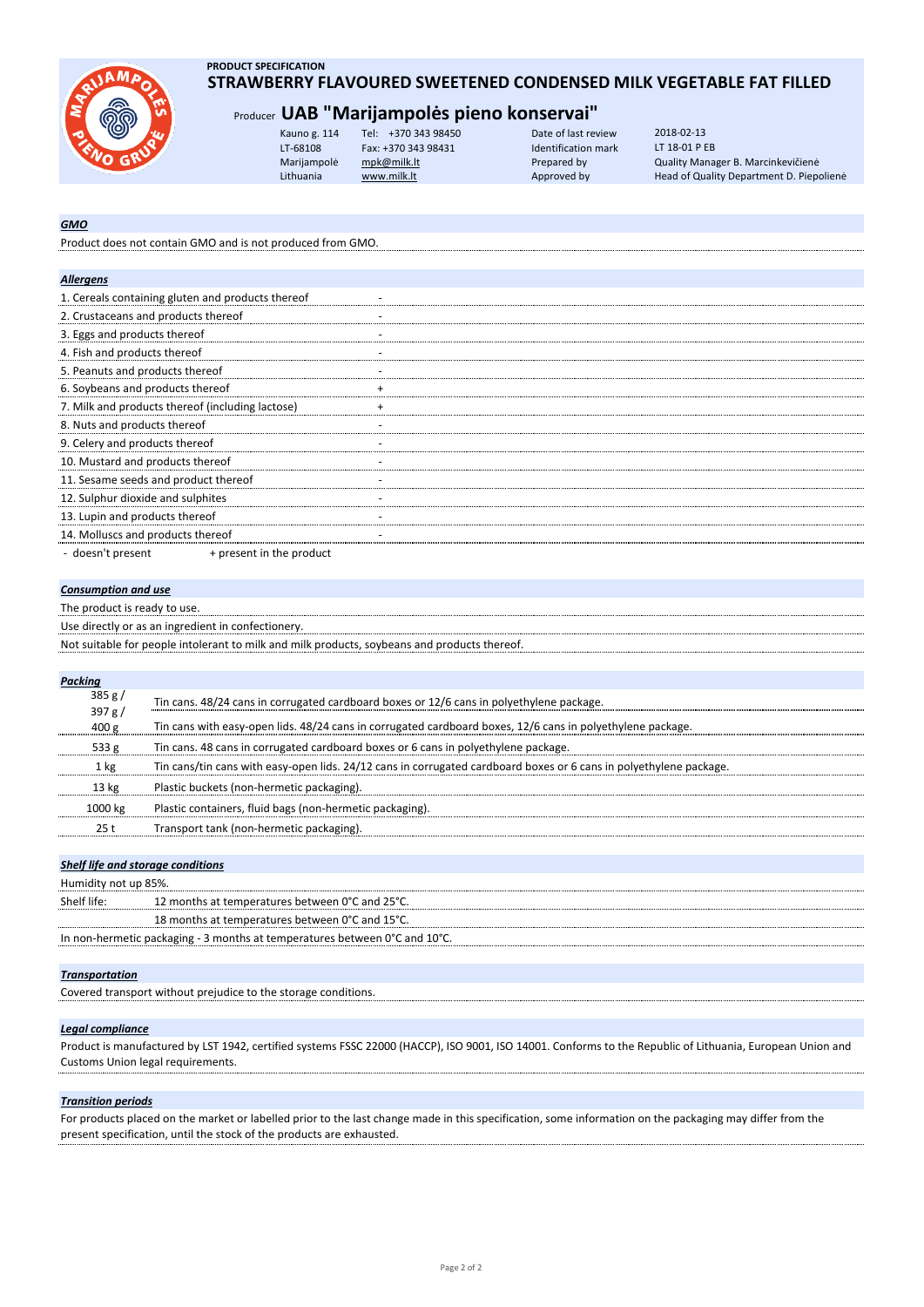**PRODUCT SPECIFICATION**

# STRAWBERRY FLAVOURED SWEETENED CONDENSED MILK VEGETABLE FAT FILLED

Producer **UAB "Marijampolės pieno konservai"**

| | | | |
|---|---|---|---|
| Kauno g. 114 | Tel: +370 343 98450 | Date of last review | 2018-02-13 |
| LT-68108 | Fax: +370 343 98431 | Identification mark | LT 18-01 P EB |
| Marijampolė | mpk@milk.lt | Prepared by | Quality Manager B. Marcinkevičienė |
| Lithuania | www.milk.lt | Approved by | Head of Quality Department D. Piepolienė |

## *GMO*

Product does not contain GMO and is not produced from GMO.

## *Allergens*

| | |
|---|---|
| 1. Cereals containing gluten and products thereof | - |
| 2. Crustaceans and products thereof | - |
| 3. Eggs and products thereof | - |
| 4. Fish and products thereof | - |
| 5. Peanuts and products thereof | - |
| 6. Soybeans and products thereof | + |
| 7. Milk and products thereof (including lactose) | + |
| 8. Nuts and products thereof | - |
| 9. Celery and products thereof | - |
| 10. Mustard and products thereof | - |
| 11. Sesame seeds and product thereof | - |
| 12. Sulphur dioxide and sulphites | - |
| 13. Lupin and products thereof | - |
| 14. Molluscs and products thereof | - |

- doesn't present + present in the product

## *Consumption and use*

The product is ready to use.

Use directly or as an ingredient in confectionery.

Not suitable for people intolerant to milk and milk products, soybeans and products thereof.

## *Packing*

| | |
|---|---|
| 385 g / 397 g / 400 g | Tin cans. 48/24 cans in corrugated cardboard boxes or 12/6 cans in polyethylene package. Tin cans with easy-open lids. 48/24 cans in corrugated cardboard boxes, 12/6 cans in polyethylene package. |
| 533 g | Tin cans. 48 cans in corrugated cardboard boxes or 6 cans in polyethylene package. |
| 1 kg | Tin cans/tin cans with easy-open lids. 24/12 cans in corrugated cardboard boxes or 6 cans in polyethylene package. |
| 13 kg | Plastic buckets (non-hermetic packaging). |
| 1000 kg | Plastic containers, fluid bags (non-hermetic packaging). |
| 25 t | Transport tank (non-hermetic packaging). |

## *Shelf life and storage conditions*

Humidity not up 85%.

| | |
|---|---|
| Shelf life: | 12 months at temperatures between 0°C and 25°C. |
| | 18 months at temperatures between 0°C and 15°C. |

In non-hermetic packaging - 3 months at temperatures between 0°C and 10°C.

## *Transportation*

Covered transport without prejudice to the storage conditions.

## *Legal compliance*

Product is manufactured by LST 1942, certified systems FSSC 22000 (HACCP), ISO 9001, ISO 14001. Conforms to the Republic of Lithuania, European Union and Customs Union legal requirements.

## *Transition periods*

For products placed on the market or labelled prior to the last change made in this specification, some information on the packaging may differ from the present specification, until the stock of the products are exhausted.